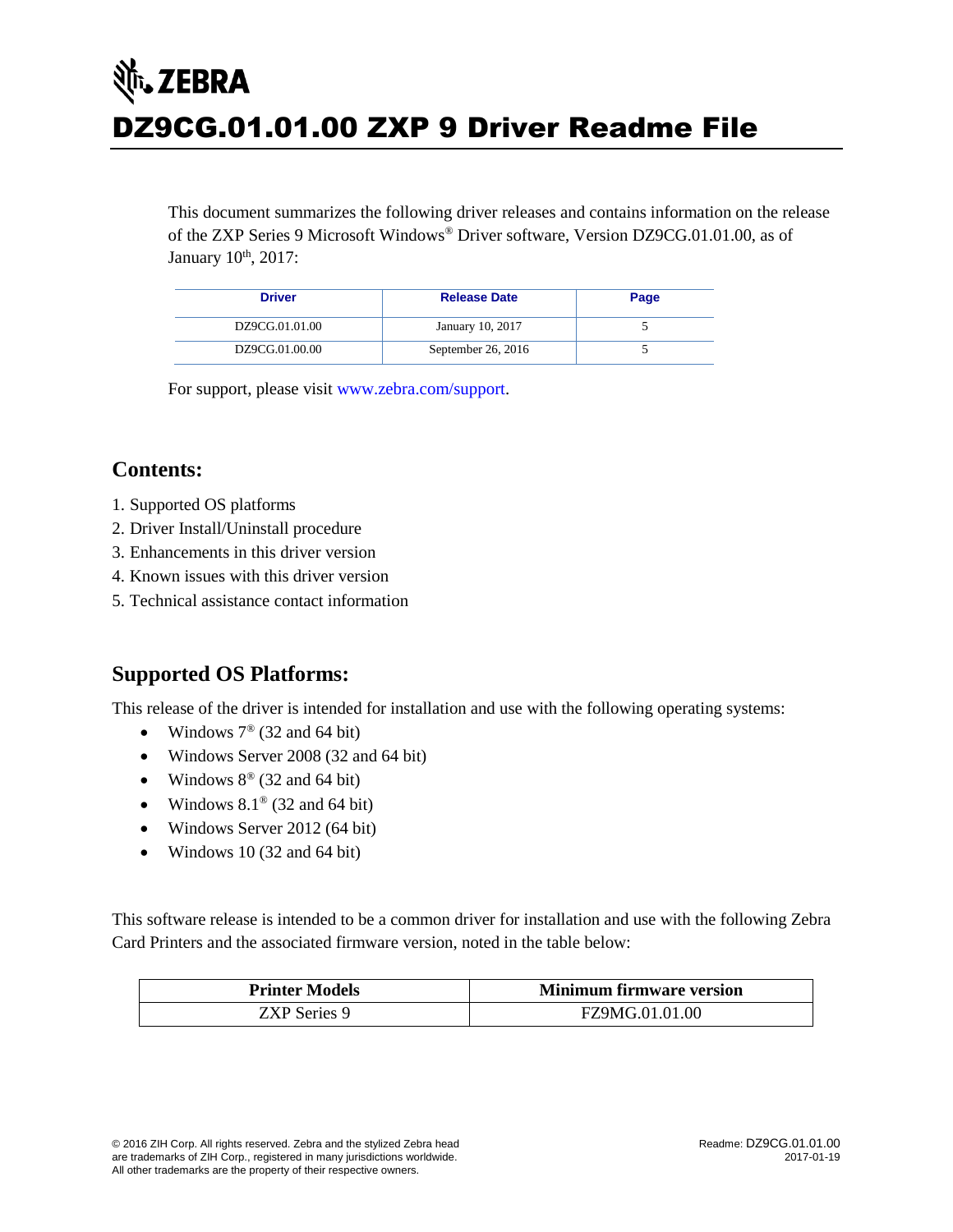ZEBRA

# DZ9CG.01.01.00 ZXP 9 Driver Readme File

This document summarizes the following driver releases and contains information on the release of the ZXP Series 9 Microsoft Windows® Driver software, Version DZ9CG.01.01.00, as of January 10th, 2017:

| Driver | Release Date | Page |
|---|---|---|
| DZ9CG.01.01.00 | January 10, 2017 | 5 |
| DZ9CG.01.00.00 | September 26, 2016 | 5 |

For support, please visit www.zebra.com/support.

## Contents:

1. Supported OS platforms
2. Driver Install/Uninstall procedure
3. Enhancements in this driver version
4. Known issues with this driver version
5. Technical assistance contact information

## Supported OS Platforms:

This release of the driver is intended for installation and use with the following operating systems:

- Windows 7® (32 and 64 bit)
- Windows Server 2008 (32 and 64 bit)
- Windows 8® (32 and 64 bit)
- Windows 8.1® (32 and 64 bit)
- Windows Server 2012 (64 bit)
- Windows 10 (32 and 64 bit)

This software release is intended to be a common driver for installation and use with the following Zebra Card Printers and the associated firmware version, noted in the table below:

| Printer Models | Minimum firmware version |
|---|---|
| ZXP Series 9 | FZ9MG.01.01.00 |

© 2016 ZIH Corp. All rights reserved. Zebra and the stylized Zebra head are trademarks of ZIH Corp., registered in many jurisdictions worldwide. All other trademarks are the property of their respective owners.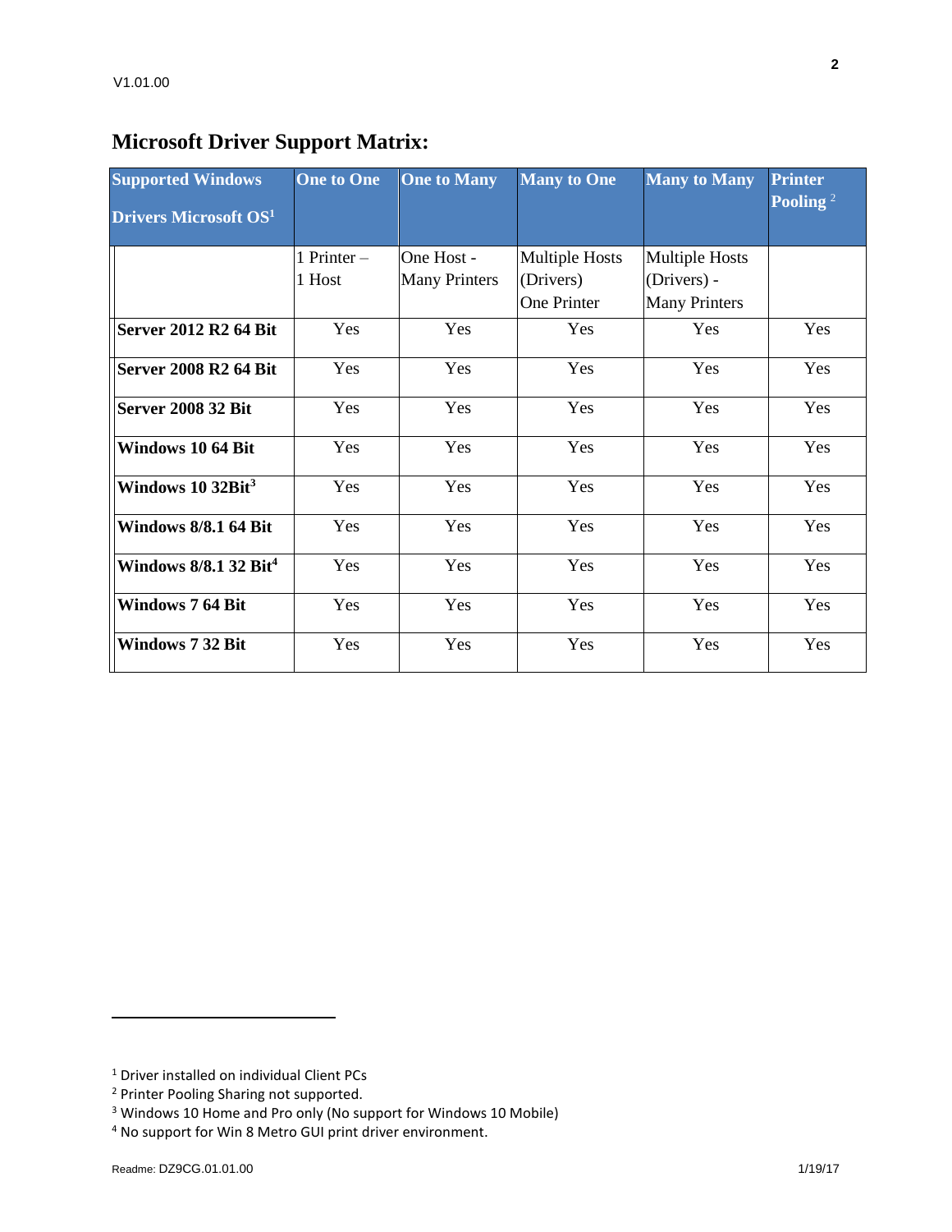## Microsoft Driver Support Matrix:

| Supported Windows Drivers Microsoft OS[1] | One to One | One to Many | Many to One | Many to Many | Printer Pooling [2] |
|---|---|---|---|---|---|
| | 1 Printer – 1 Host | One Host - Many Printers | Multiple Hosts (Drivers) One Printer | Multiple Hosts (Drivers) - Many Printers | |
| **Server 2012 R2 64 Bit** | Yes | Yes | Yes | Yes | Yes |
| **Server 2008 R2 64 Bit** | Yes | Yes | Yes | Yes | Yes |
| **Server 2008 32 Bit** | Yes | Yes | Yes | Yes | Yes |
| **Windows 10 64 Bit** | Yes | Yes | Yes | Yes | Yes |
| **Windows 10 32Bit[3]** | Yes | Yes | Yes | Yes | Yes |
| **Windows 8/8.1 64 Bit** | Yes | Yes | Yes | Yes | Yes |
| **Windows 8/8.1 32 Bit[4]** | Yes | Yes | Yes | Yes | Yes |
| **Windows 7 64 Bit** | Yes | Yes | Yes | Yes | Yes |
| **Windows 7 32 Bit** | Yes | Yes | Yes | Yes | Yes |

[1] Driver installed on individual Client PCs

[2] Printer Pooling Sharing not supported.

[3] Windows 10 Home and Pro only (No support for Windows 10 Mobile)

[4] No support for Win 8 Metro GUI print driver environment.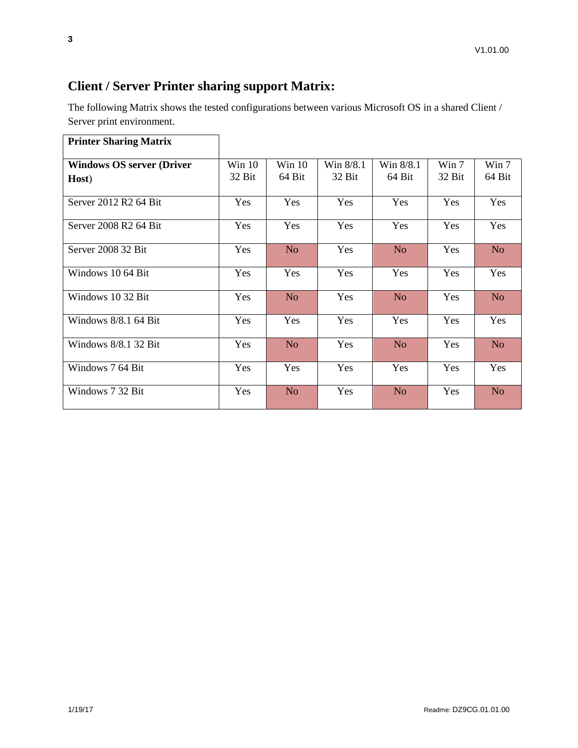## Client / Server Printer sharing support Matrix:

The following Matrix shows the tested configurations between various Microsoft OS in a shared Client / Server print environment.

| Printer Sharing Matrix | | | | | | |
|---|---|---|---|---|---|---|
| **Windows OS server (Driver Host)** | Win 10 32 Bit | Win 10 64 Bit | Win 8/8.1 32 Bit | Win 8/8.1 64 Bit | Win 7 32 Bit | Win 7 64 Bit |
| Server 2012 R2 64 Bit | Yes | Yes | Yes | Yes | Yes | Yes |
| Server 2008 R2 64 Bit | Yes | Yes | Yes | Yes | Yes | Yes |
| Server 2008 32 Bit | Yes | No | Yes | No | Yes | No |
| Windows 10 64 Bit | Yes | Yes | Yes | Yes | Yes | Yes |
| Windows 10 32 Bit | Yes | No | Yes | No | Yes | No |
| Windows 8/8.1 64 Bit | Yes | Yes | Yes | Yes | Yes | Yes |
| Windows 8/8.1 32 Bit | Yes | No | Yes | No | Yes | No |
| Windows 7 64 Bit | Yes | Yes | Yes | Yes | Yes | Yes |
| Windows 7 32 Bit | Yes | No | Yes | No | Yes | No |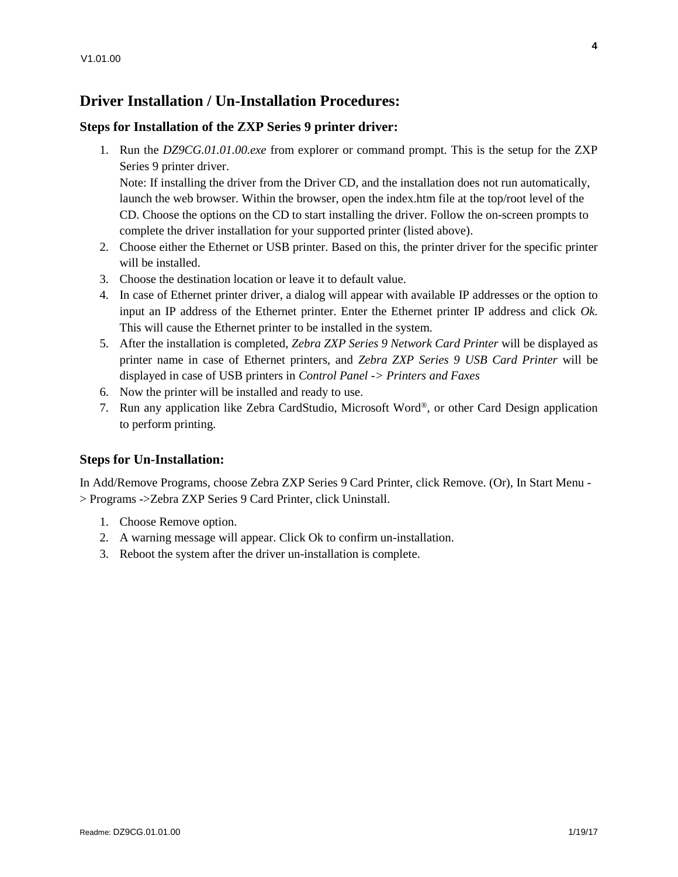## Driver Installation / Un-Installation Procedures:

### Steps for Installation of the ZXP Series 9 printer driver:

1. Run the *DZ9CG.01.01.00.exe* from explorer or command prompt. This is the setup for the ZXP Series 9 printer driver.
   Note: If installing the driver from the Driver CD, and the installation does not run automatically, launch the web browser. Within the browser, open the index.htm file at the top/root level of the CD. Choose the options on the CD to start installing the driver. Follow the on-screen prompts to complete the driver installation for your supported printer (listed above).
2. Choose either the Ethernet or USB printer. Based on this, the printer driver for the specific printer will be installed.
3. Choose the destination location or leave it to default value.
4. In case of Ethernet printer driver, a dialog will appear with available IP addresses or the option to input an IP address of the Ethernet printer. Enter the Ethernet printer IP address and click *Ok.* This will cause the Ethernet printer to be installed in the system.
5. After the installation is completed, *Zebra ZXP Series 9 Network Card Printer* will be displayed as printer name in case of Ethernet printers, and *Zebra ZXP Series 9 USB Card Printer* will be displayed in case of USB printers in *Control Panel -> Printers and Faxes*
6. Now the printer will be installed and ready to use.
7. Run any application like Zebra CardStudio, Microsoft Word®, or other Card Design application to perform printing.

### Steps for Un-Installation:

In Add/Remove Programs, choose Zebra ZXP Series 9 Card Printer, click Remove. (Or), In Start Menu -> Programs ->Zebra ZXP Series 9 Card Printer, click Uninstall.

1. Choose Remove option.
2. A warning message will appear. Click Ok to confirm un-installation.
3. Reboot the system after the driver un-installation is complete.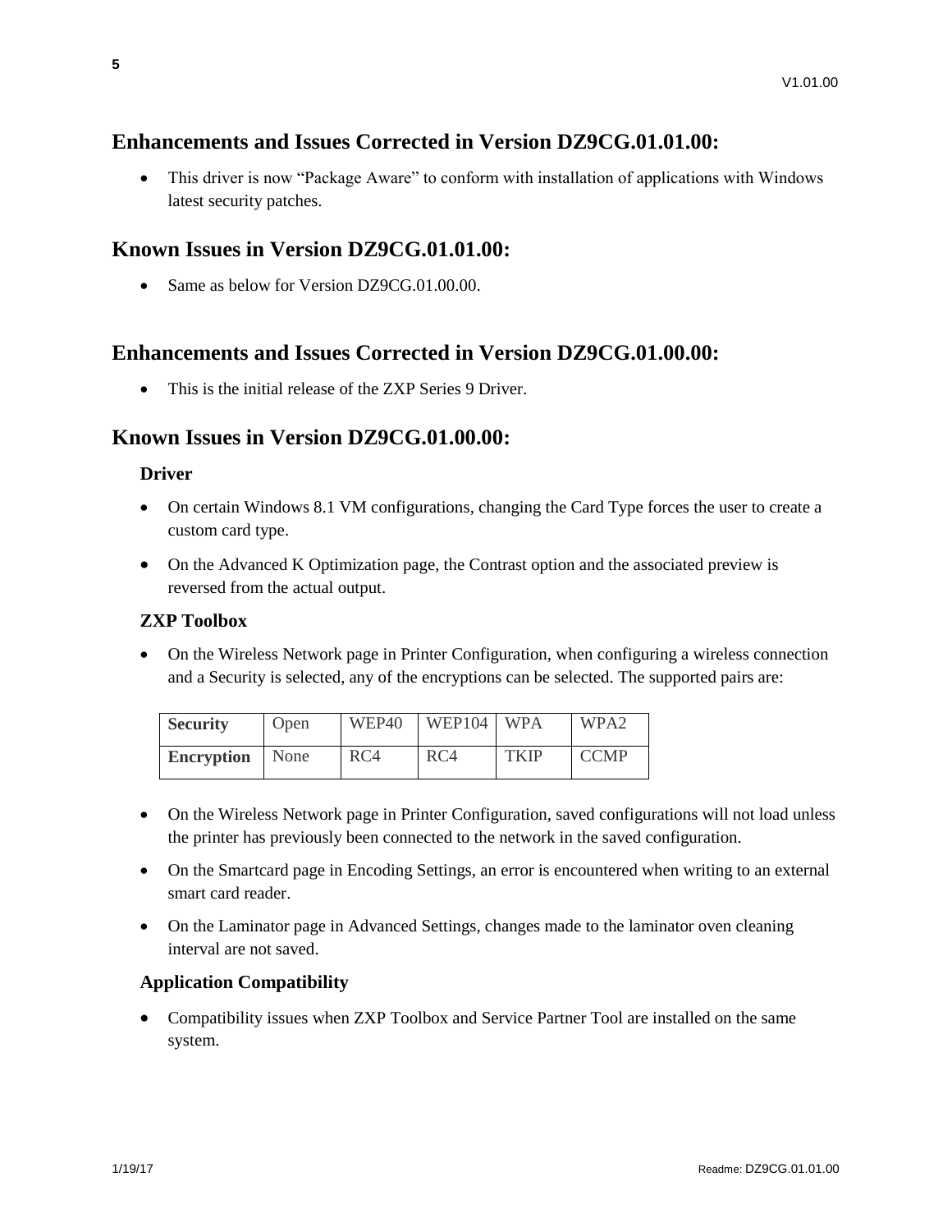## Enhancements and Issues Corrected in Version DZ9CG.01.01.00:

- This driver is now “Package Aware” to conform with installation of applications with Windows latest security patches.

## Known Issues in Version DZ9CG.01.01.00:

- Same as below for Version DZ9CG.01.00.00.

## Enhancements and Issues Corrected in Version DZ9CG.01.00.00:

- This is the initial release of the ZXP Series 9 Driver.

## Known Issues in Version DZ9CG.01.00.00:

### Driver

- On certain Windows 8.1 VM configurations, changing the Card Type forces the user to create a custom card type.
- On the Advanced K Optimization page, the Contrast option and the associated preview is reversed from the actual output.

### ZXP Toolbox

- On the Wireless Network page in Printer Configuration, when configuring a wireless connection and a Security is selected, any of the encryptions can be selected. The supported pairs are:

| **Security** | Open | WEP40 | WEP104 | WPA | WPA2 |
|---|---|---|---|---|---|
| **Encryption** | None | RC4 | RC4 | TKIP | CCMP |

- On the Wireless Network page in Printer Configuration, saved configurations will not load unless the printer has previously been connected to the network in the saved configuration.
- On the Smartcard page in Encoding Settings, an error is encountered when writing to an external smart card reader.
- On the Laminator page in Advanced Settings, changes made to the laminator oven cleaning interval are not saved.

### Application Compatibility

- Compatibility issues when ZXP Toolbox and Service Partner Tool are installed on the same system.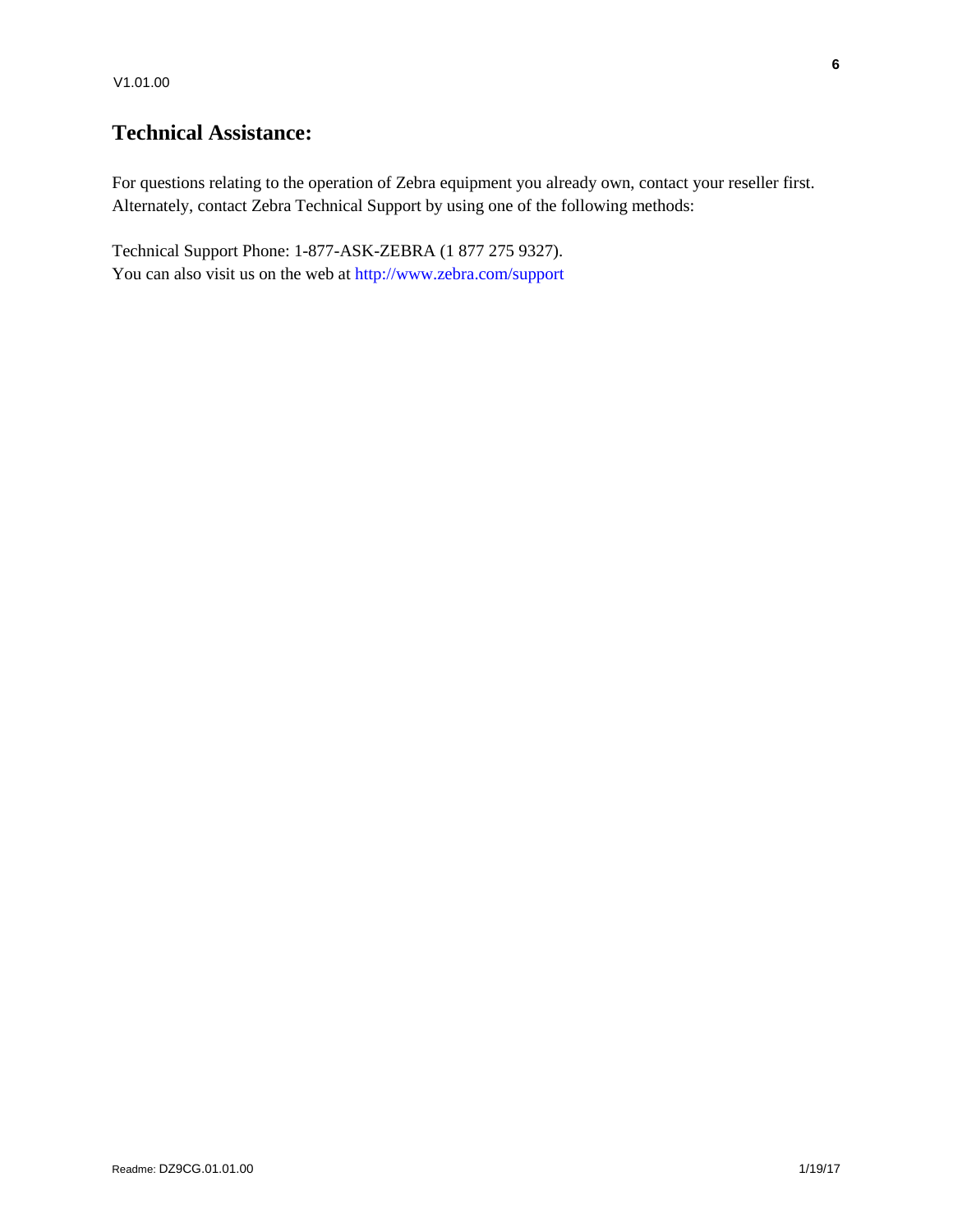## Technical Assistance:

For questions relating to the operation of Zebra equipment you already own, contact your reseller first. Alternately, contact Zebra Technical Support by using one of the following methods:

Technical Support Phone: 1-877-ASK-ZEBRA (1 877 275 9327).
You can also visit us on the web at http://www.zebra.com/support